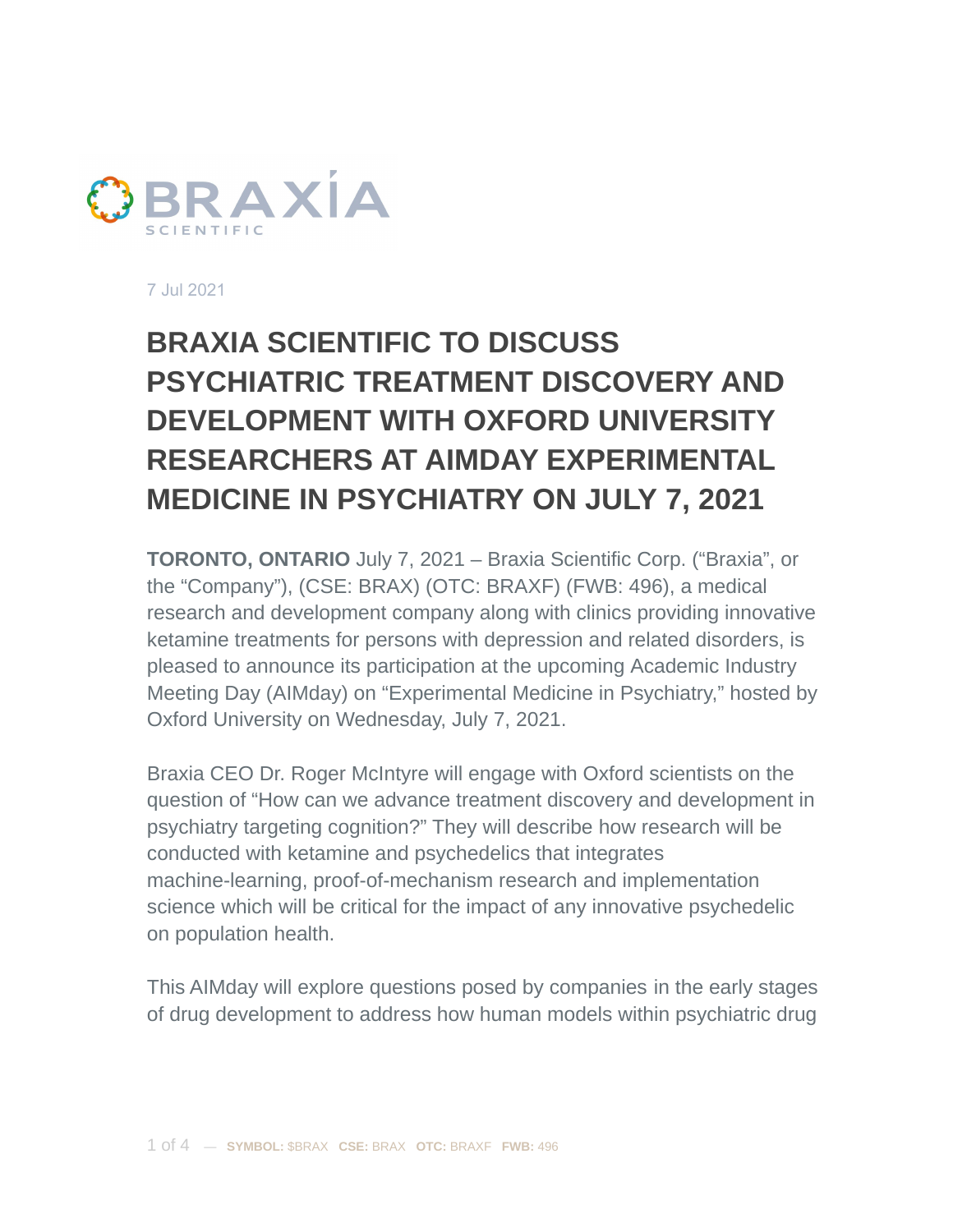BRAXIA SCIENTIFIC

7 Jul 2021

# BRAXIA SCIENTIFIC TO DISCUSS PSYCHIATRIC TREATMENT DISCOVERY AND DEVELOPMENT WITH OXFORD UNIVERSITY RESEARCHERS AT AIMDAY EXPERIMENTAL MEDICINE IN PSYCHIATRY ON JULY 7, 2021

**TORONTO, ONTARIO** July 7, 2021 – Braxia Scientific Corp. ("Braxia", or the "Company"), (CSE: BRAX) (OTC: BRAXF) (FWB: 496), a medical research and development company along with clinics providing innovative ketamine treatments for persons with depression and related disorders, is pleased to announce its participation at the upcoming Academic Industry Meeting Day (AIMday) on "Experimental Medicine in Psychiatry," hosted by Oxford University on Wednesday, July 7, 2021.

Braxia CEO Dr. Roger McIntyre will engage with Oxford scientists on the question of "How can we advance treatment discovery and development in psychiatry targeting cognition?" They will describe how research will be conducted with ketamine and psychedelics that integrates machine-learning, proof-of-mechanism research and implementation science which will be critical for the impact of any innovative psychedelic on population health.

This AIMday will explore questions posed by companies in the early stages of drug development to address how human models within psychiatric drug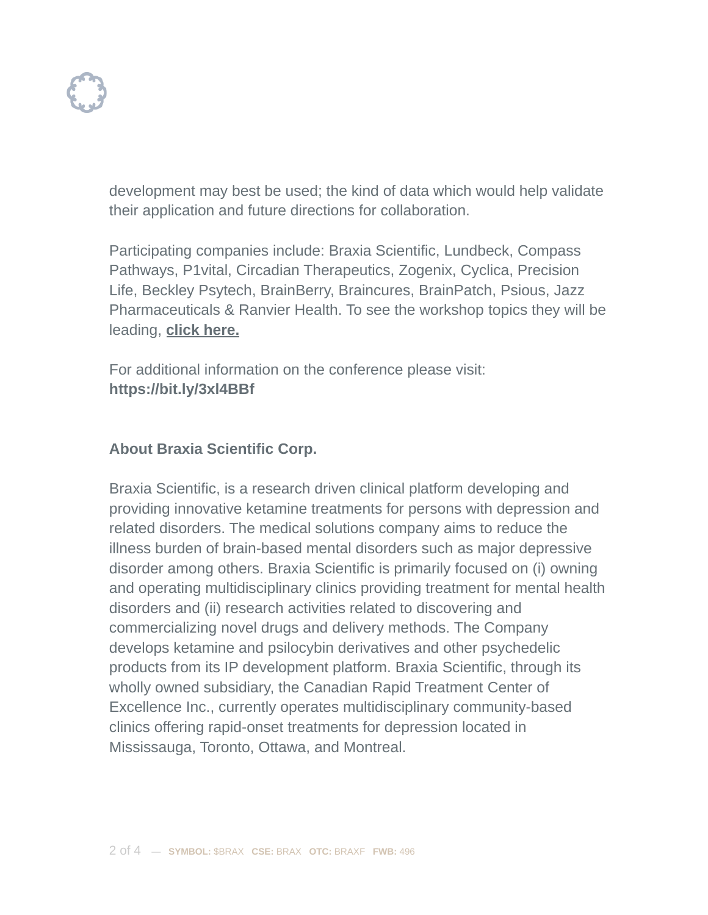development may best be used; the kind of data which would help validate their application and future directions for collaboration.

Participating companies include: Braxia Scientific, Lundbeck, Compass Pathways, P1vital, Circadian Therapeutics, Zogenix, Cyclica, Precision Life, Beckley Psytech, BrainBerry, Braincures, BrainPatch, Psious, Jazz Pharmaceuticals & Ranvier Health. To see the workshop topics they will be leading, **click here.**

For additional information on the conference please visit:
**https://bit.ly/3xl4BBf**

**About Braxia Scientific Corp.**

Braxia Scientific, is a research driven clinical platform developing and providing innovative ketamine treatments for persons with depression and related disorders. The medical solutions company aims to reduce the illness burden of brain-based mental disorders such as major depressive disorder among others. Braxia Scientific is primarily focused on (i) owning and operating multidisciplinary clinics providing treatment for mental health disorders and (ii) research activities related to discovering and commercializing novel drugs and delivery methods. The Company develops ketamine and psilocybin derivatives and other psychedelic products from its IP development platform. Braxia Scientific, through its wholly owned subsidiary, the Canadian Rapid Treatment Center of Excellence Inc., currently operates multidisciplinary community-based clinics offering rapid-onset treatments for depression located in Mississauga, Toronto, Ottawa, and Montreal.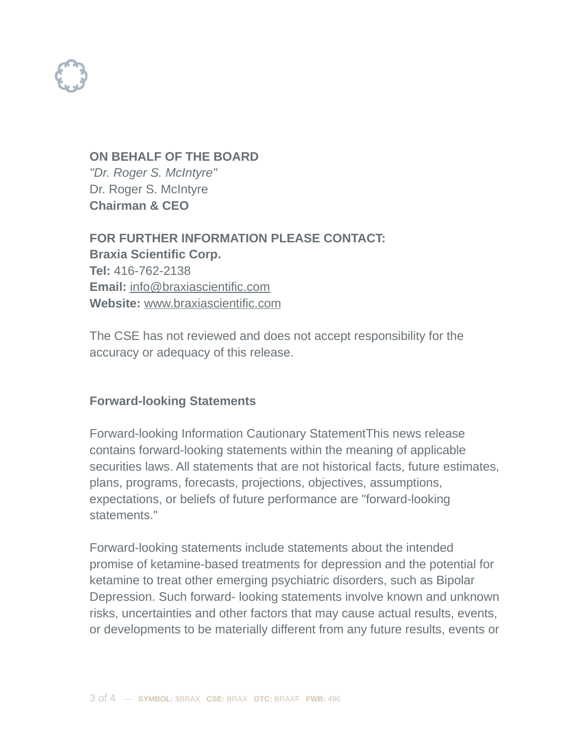**ON BEHALF OF THE BOARD**
*"Dr. Roger S. McIntyre"*
Dr. Roger S. McIntyre
**Chairman & CEO**

**FOR FURTHER INFORMATION PLEASE CONTACT:**
**Braxia Scientific Corp.**
**Tel:** 416-762-2138
**Email:** info@braxiascientific.com
**Website:** www.braxiascientific.com

The CSE has not reviewed and does not accept responsibility for the accuracy or adequacy of this release.

**Forward-looking Statements**

Forward-looking Information Cautionary StatementThis news release contains forward-looking statements within the meaning of applicable securities laws. All statements that are not historical facts, future estimates, plans, programs, forecasts, projections, objectives, assumptions, expectations, or beliefs of future performance are "forward-looking statements."

Forward-looking statements include statements about the intended promise of ketamine-based treatments for depression and the potential for ketamine to treat other emerging psychiatric disorders, such as Bipolar Depression. Such forward- looking statements involve known and unknown risks, uncertainties and other factors that may cause actual results, events, or developments to be materially different from any future results, events or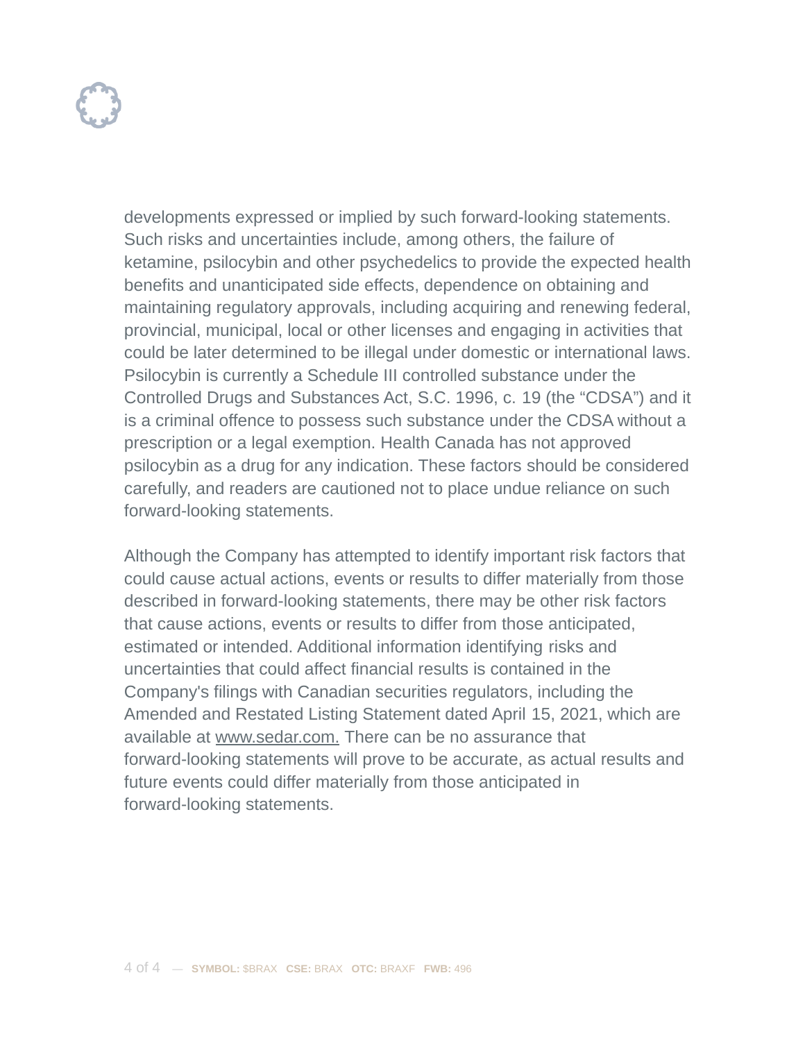developments expressed or implied by such forward-looking statements. Such risks and uncertainties include, among others, the failure of ketamine, psilocybin and other psychedelics to provide the expected health benefits and unanticipated side effects, dependence on obtaining and maintaining regulatory approvals, including acquiring and renewing federal, provincial, municipal, local or other licenses and engaging in activities that could be later determined to be illegal under domestic or international laws. Psilocybin is currently a Schedule III controlled substance under the Controlled Drugs and Substances Act, S.C. 1996, c. 19 (the "CDSA") and it is a criminal offence to possess such substance under the CDSA without a prescription or a legal exemption. Health Canada has not approved psilocybin as a drug for any indication. These factors should be considered carefully, and readers are cautioned not to place undue reliance on such forward-looking statements.

Although the Company has attempted to identify important risk factors that could cause actual actions, events or results to differ materially from those described in forward-looking statements, there may be other risk factors that cause actions, events or results to differ from those anticipated, estimated or intended. Additional information identifying risks and uncertainties that could affect financial results is contained in the Company's filings with Canadian securities regulators, including the Amended and Restated Listing Statement dated April 15, 2021, which are available at www.sedar.com. There can be no assurance that forward-looking statements will prove to be accurate, as actual results and future events could differ materially from those anticipated in forward-looking statements.